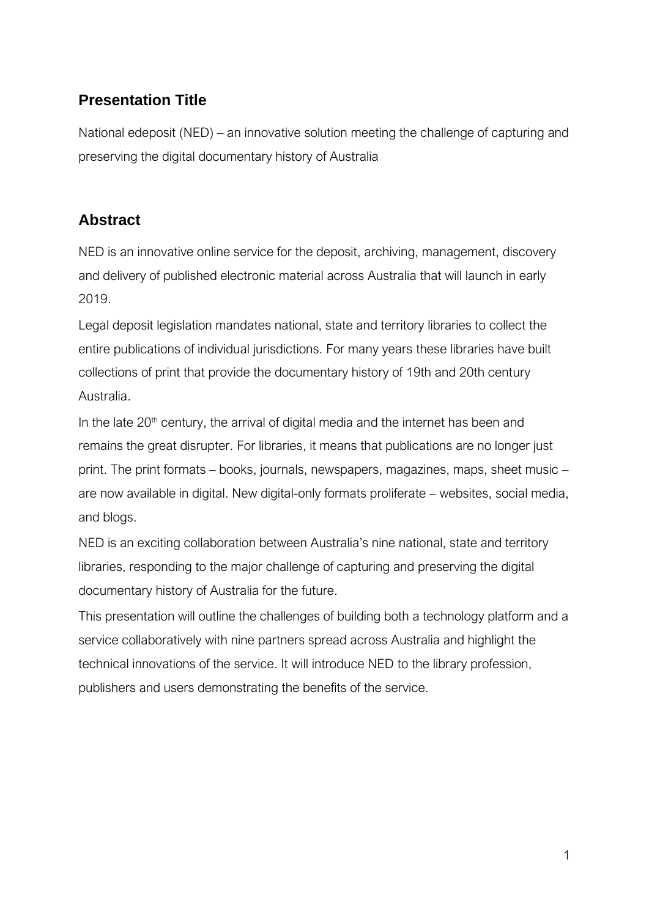## Presentation Title

National edeposit (NED) – an innovative solution meeting the challenge of capturing and preserving the digital documentary history of Australia

## Abstract

NED is an innovative online service for the deposit, archiving, management, discovery and delivery of published electronic material across Australia that will launch in early 2019.

Legal deposit legislation mandates national, state and territory libraries to collect the entire publications of individual jurisdictions. For many years these libraries have built collections of print that provide the documentary history of 19th and 20th century Australia.

In the late 20th century, the arrival of digital media and the internet has been and remains the great disrupter. For libraries, it means that publications are no longer just print. The print formats – books, journals, newspapers, magazines, maps, sheet music – are now available in digital. New digital-only formats proliferate – websites, social media, and blogs.

NED is an exciting collaboration between Australia's nine national, state and territory libraries, responding to the major challenge of capturing and preserving the digital documentary history of Australia for the future.

This presentation will outline the challenges of building both a technology platform and a service collaboratively with nine partners spread across Australia and highlight the technical innovations of the service. It will introduce NED to the library profession, publishers and users demonstrating the benefits of the service.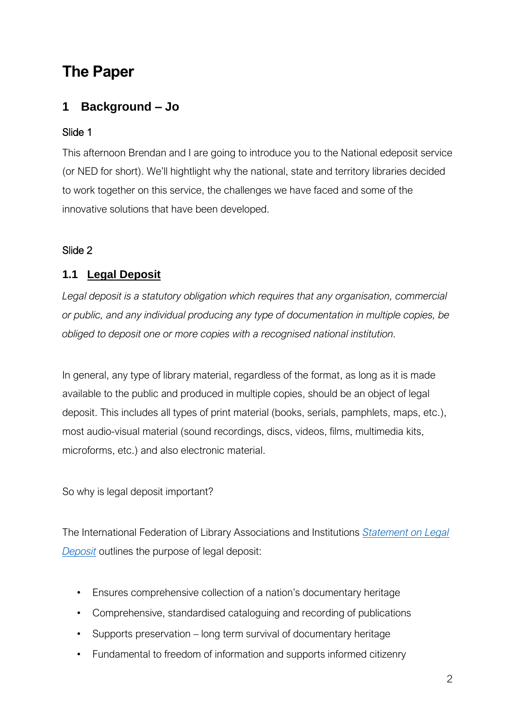# The Paper

## 1 Background – Jo

Slide 1

This afternoon Brendan and I are going to introduce you to the National edeposit service (or NED for short). We'll hightlight why the national, state and territory libraries decided to work together on this service, the challenges we have faced and some of the innovative solutions that have been developed.

Slide 2

### 1.1 Legal Deposit

*Legal deposit is a statutory obligation which requires that any organisation, commercial or public, and any individual producing any type of documentation in multiple copies, be obliged to deposit one or more copies with a recognised national institution.*

In general, any type of library material, regardless of the format, as long as it is made available to the public and produced in multiple copies, should be an object of legal deposit. This includes all types of print material (books, serials, pamphlets, maps, etc.), most audio-visual material (sound recordings, discs, videos, films, multimedia kits, microforms, etc.) and also electronic material.

So why is legal deposit important?

The International Federation of Library Associations and Institutions *Statement on Legal Deposit* outlines the purpose of legal deposit:

- Ensures comprehensive collection of a nation's documentary heritage
- Comprehensive, standardised cataloguing and recording of publications
- Supports preservation – long term survival of documentary heritage
- Fundamental to freedom of information and supports informed citizenry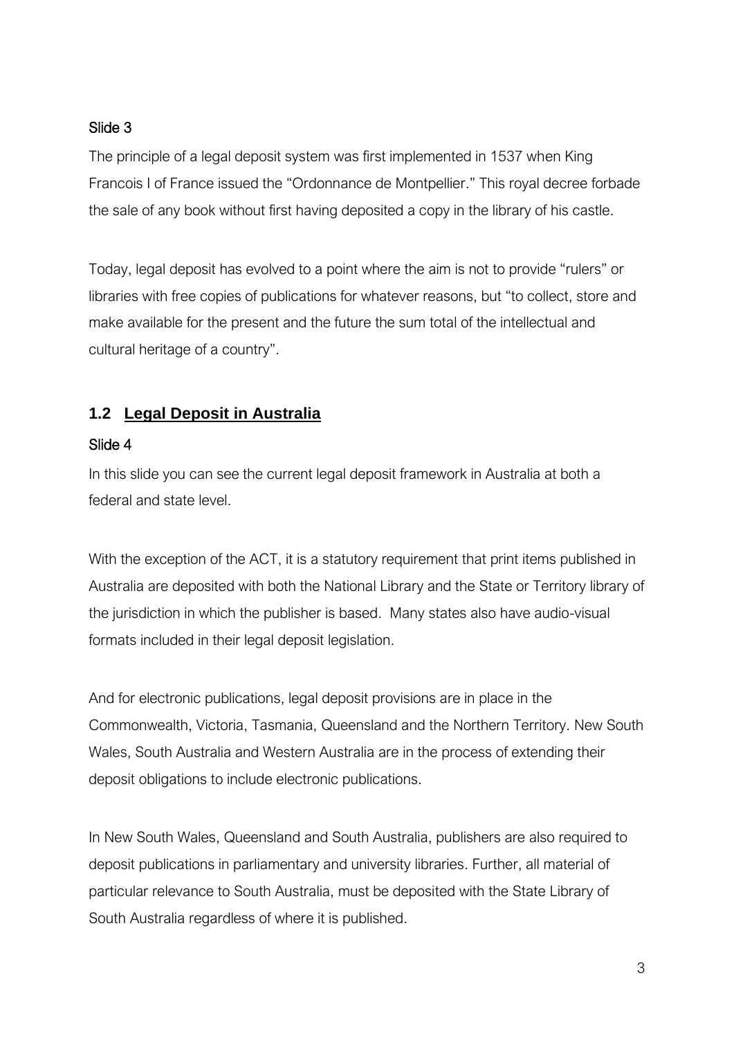Slide 3

The principle of a legal deposit system was first implemented in 1537 when King Francois I of France issued the “Ordonnance de Montpellier.” This royal decree forbade the sale of any book without first having deposited a copy in the library of his castle.

Today, legal deposit has evolved to a point where the aim is not to provide “rulers” or libraries with free copies of publications for whatever reasons, but “to collect, store and make available for the present and the future the sum total of the intellectual and cultural heritage of a country”.

## 1.2 Legal Deposit in Australia

Slide 4

In this slide you can see the current legal deposit framework in Australia at both a federal and state level.

With the exception of the ACT, it is a statutory requirement that print items published in Australia are deposited with both the National Library and the State or Territory library of the jurisdiction in which the publisher is based. Many states also have audio-visual formats included in their legal deposit legislation.

And for electronic publications, legal deposit provisions are in place in the Commonwealth, Victoria, Tasmania, Queensland and the Northern Territory. New South Wales, South Australia and Western Australia are in the process of extending their deposit obligations to include electronic publications.

In New South Wales, Queensland and South Australia, publishers are also required to deposit publications in parliamentary and university libraries. Further, all material of particular relevance to South Australia, must be deposited with the State Library of South Australia regardless of where it is published.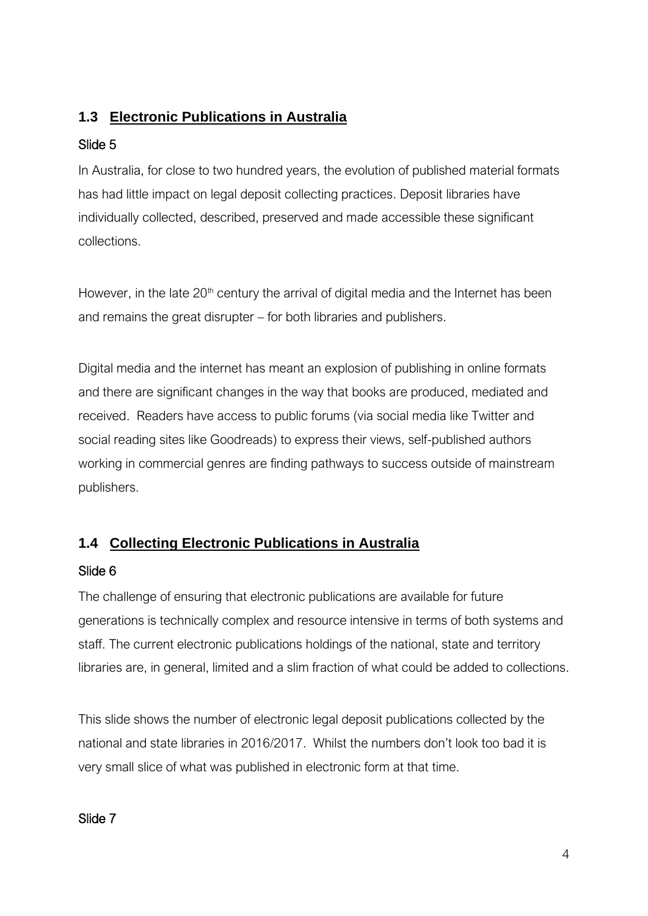## 1.3 Electronic Publications in Australia

Slide 5

In Australia, for close to two hundred years, the evolution of published material formats has had little impact on legal deposit collecting practices. Deposit libraries have individually collected, described, preserved and made accessible these significant collections.

However, in the late 20th century the arrival of digital media and the Internet has been and remains the great disrupter – for both libraries and publishers.

Digital media and the internet has meant an explosion of publishing in online formats and there are significant changes in the way that books are produced, mediated and received. Readers have access to public forums (via social media like Twitter and social reading sites like Goodreads) to express their views, self-published authors working in commercial genres are finding pathways to success outside of mainstream publishers.

## 1.4 Collecting Electronic Publications in Australia

Slide 6

The challenge of ensuring that electronic publications are available for future generations is technically complex and resource intensive in terms of both systems and staff. The current electronic publications holdings of the national, state and territory libraries are, in general, limited and a slim fraction of what could be added to collections.

This slide shows the number of electronic legal deposit publications collected by the national and state libraries in 2016/2017. Whilst the numbers don't look too bad it is very small slice of what was published in electronic form at that time.

Slide 7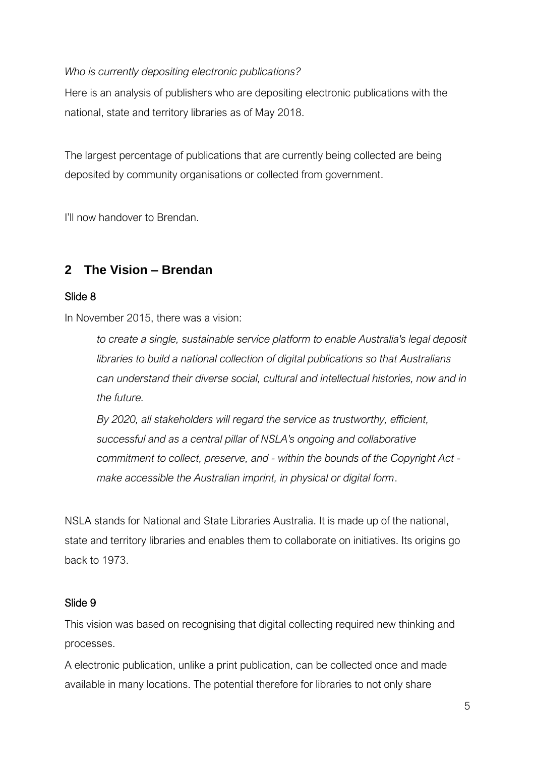*Who is currently depositing electronic publications?*

Here is an analysis of publishers who are depositing electronic publications with the national, state and territory libraries as of May 2018.

The largest percentage of publications that are currently being collected are being deposited by community organisations or collected from government.

I'll now handover to Brendan.

## 2 The Vision – Brendan

### Slide 8

In November 2015, there was a vision:

> *to create a single, sustainable service platform to enable Australia's legal deposit libraries to build a national collection of digital publications so that Australians can understand their diverse social, cultural and intellectual histories, now and in the future.*
>
> *By 2020, all stakeholders will regard the service as trustworthy, efficient, successful and as a central pillar of NSLA's ongoing and collaborative commitment to collect, preserve, and - within the bounds of the Copyright Act - make accessible the Australian imprint, in physical or digital form*.

NSLA stands for National and State Libraries Australia. It is made up of the national, state and territory libraries and enables them to collaborate on initiatives. Its origins go back to 1973.

### Slide 9

This vision was based on recognising that digital collecting required new thinking and processes.

A electronic publication, unlike a print publication, can be collected once and made available in many locations. The potential therefore for libraries to not only share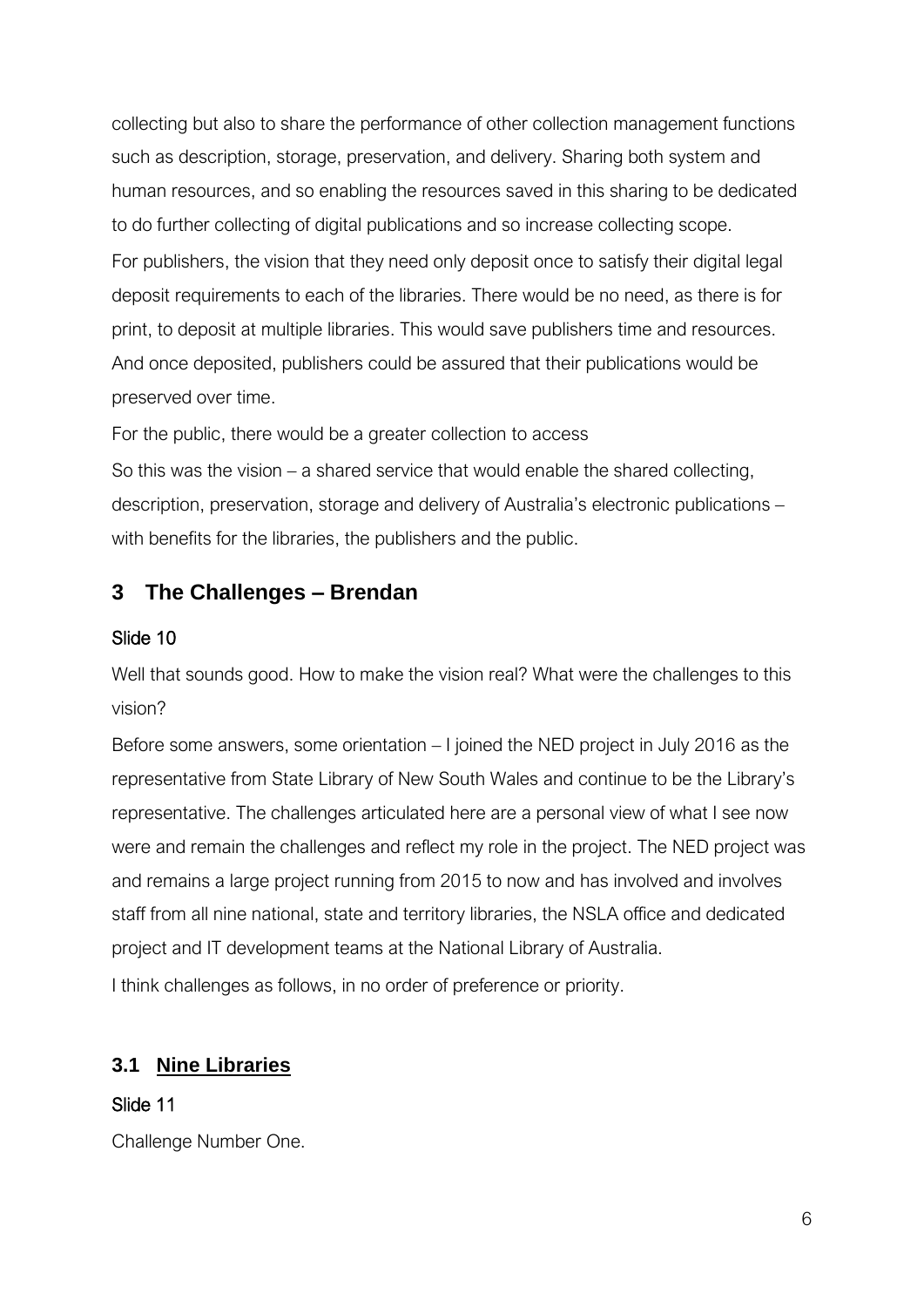collecting but also to share the performance of other collection management functions such as description, storage, preservation, and delivery. Sharing both system and human resources, and so enabling the resources saved in this sharing to be dedicated to do further collecting of digital publications and so increase collecting scope.

For publishers, the vision that they need only deposit once to satisfy their digital legal deposit requirements to each of the libraries. There would be no need, as there is for print, to deposit at multiple libraries. This would save publishers time and resources. And once deposited, publishers could be assured that their publications would be preserved over time.

For the public, there would be a greater collection to access

So this was the vision – a shared service that would enable the shared collecting, description, preservation, storage and delivery of Australia's electronic publications – with benefits for the libraries, the publishers and the public.

## 3 The Challenges – Brendan

Slide 10

Well that sounds good. How to make the vision real? What were the challenges to this vision?

Before some answers, some orientation – I joined the NED project in July 2016 as the representative from State Library of New South Wales and continue to be the Library's representative. The challenges articulated here are a personal view of what I see now were and remain the challenges and reflect my role in the project. The NED project was and remains a large project running from 2015 to now and has involved and involves staff from all nine national, state and territory libraries, the NSLA office and dedicated project and IT development teams at the National Library of Australia.

I think challenges as follows, in no order of preference or priority.

### 3.1 Nine Libraries

Slide 11

Challenge Number One.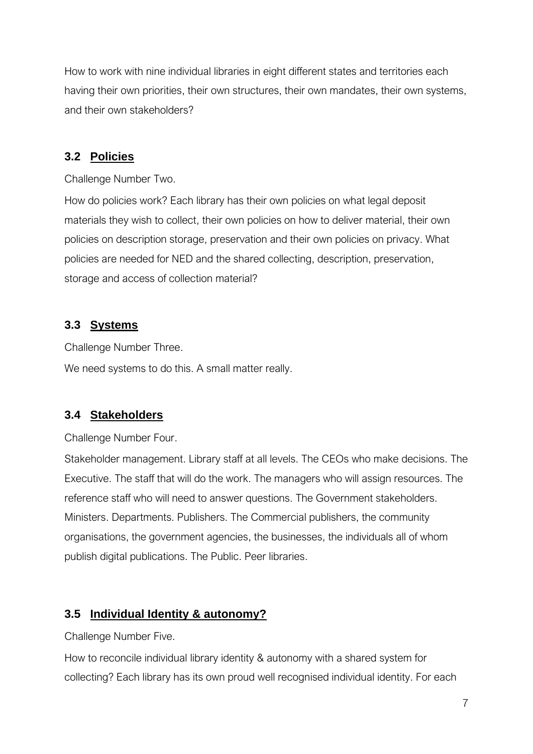How to work with nine individual libraries in eight different states and territories each having their own priorities, their own structures, their own mandates, their own systems, and their own stakeholders?

### 3.2 Policies

Challenge Number Two.

How do policies work? Each library has their own policies on what legal deposit materials they wish to collect, their own policies on how to deliver material, their own policies on description storage, preservation and their own policies on privacy. What policies are needed for NED and the shared collecting, description, preservation, storage and access of collection material?

### 3.3 Systems

Challenge Number Three.

We need systems to do this. A small matter really.

### 3.4 Stakeholders

Challenge Number Four.

Stakeholder management. Library staff at all levels. The CEOs who make decisions. The Executive. The staff that will do the work. The managers who will assign resources. The reference staff who will need to answer questions. The Government stakeholders. Ministers. Departments. Publishers. The Commercial publishers, the community organisations, the government agencies, the businesses, the individuals all of whom publish digital publications. The Public. Peer libraries.

### 3.5 Individual Identity & autonomy?

Challenge Number Five.

How to reconcile individual library identity & autonomy with a shared system for collecting? Each library has its own proud well recognised individual identity. For each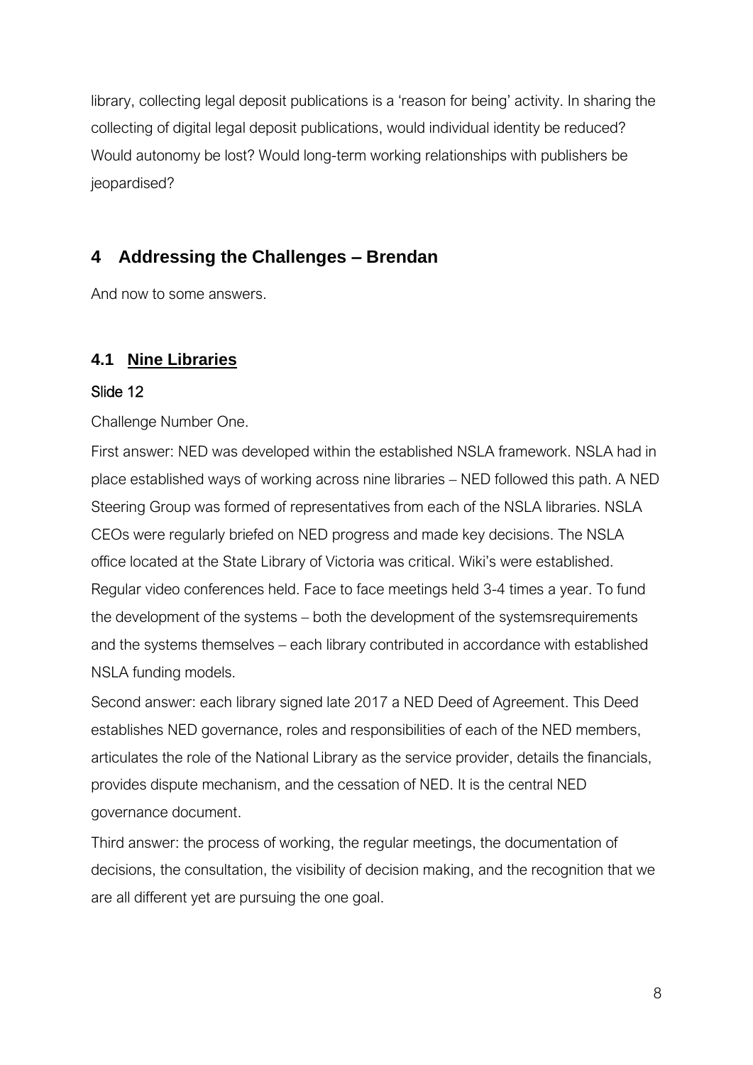library, collecting legal deposit publications is a 'reason for being' activity. In sharing the collecting of digital legal deposit publications, would individual identity be reduced? Would autonomy be lost? Would long-term working relationships with publishers be jeopardised?

## 4 Addressing the Challenges – Brendan

And now to some answers.

### 4.1 <u>Nine Libraries</u>

Slide 12

Challenge Number One.

First answer: NED was developed within the established NSLA framework. NSLA had in place established ways of working across nine libraries – NED followed this path. A NED Steering Group was formed of representatives from each of the NSLA libraries. NSLA CEOs were regularly briefed on NED progress and made key decisions. The NSLA office located at the State Library of Victoria was critical. Wiki's were established. Regular video conferences held. Face to face meetings held 3-4 times a year. To fund the development of the systems – both the development of the systemsrequirements and the systems themselves – each library contributed in accordance with established NSLA funding models.

Second answer: each library signed late 2017 a NED Deed of Agreement. This Deed establishes NED governance, roles and responsibilities of each of the NED members, articulates the role of the National Library as the service provider, details the financials, provides dispute mechanism, and the cessation of NED. It is the central NED governance document.

Third answer: the process of working, the regular meetings, the documentation of decisions, the consultation, the visibility of decision making, and the recognition that we are all different yet are pursuing the one goal.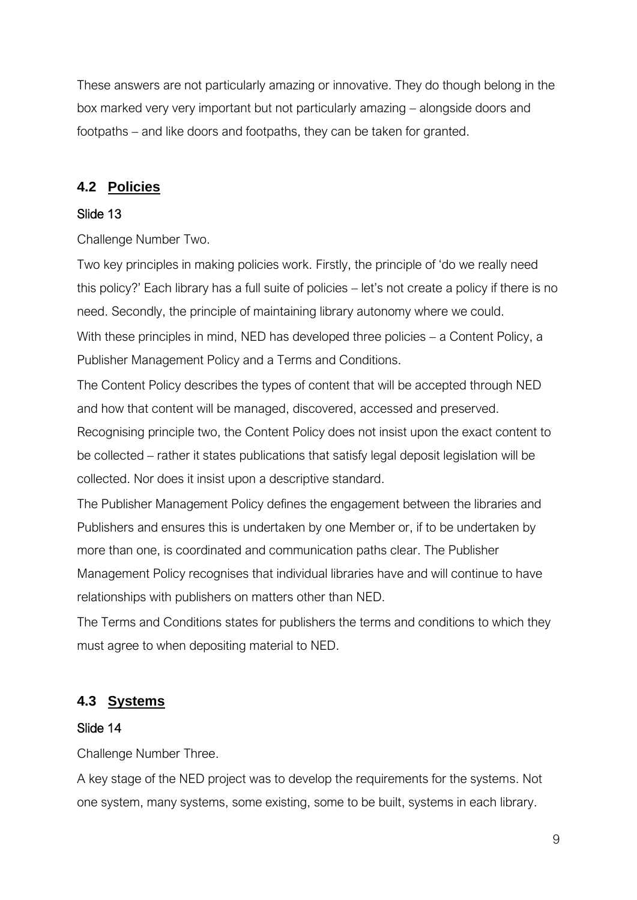These answers are not particularly amazing or innovative. They do though belong in the box marked very very important but not particularly amazing – alongside doors and footpaths – and like doors and footpaths, they can be taken for granted.

### 4.2 Policies

Slide 13

Challenge Number Two.

Two key principles in making policies work. Firstly, the principle of 'do we really need this policy?' Each library has a full suite of policies – let's not create a policy if there is no need. Secondly, the principle of maintaining library autonomy where we could.

With these principles in mind, NED has developed three policies – a Content Policy, a Publisher Management Policy and a Terms and Conditions.

The Content Policy describes the types of content that will be accepted through NED and how that content will be managed, discovered, accessed and preserved.

Recognising principle two, the Content Policy does not insist upon the exact content to be collected – rather it states publications that satisfy legal deposit legislation will be collected. Nor does it insist upon a descriptive standard.

The Publisher Management Policy defines the engagement between the libraries and Publishers and ensures this is undertaken by one Member or, if to be undertaken by more than one, is coordinated and communication paths clear. The Publisher Management Policy recognises that individual libraries have and will continue to have relationships with publishers on matters other than NED.

The Terms and Conditions states for publishers the terms and conditions to which they must agree to when depositing material to NED.

### 4.3 Systems

Slide 14

Challenge Number Three.

A key stage of the NED project was to develop the requirements for the systems. Not one system, many systems, some existing, some to be built, systems in each library.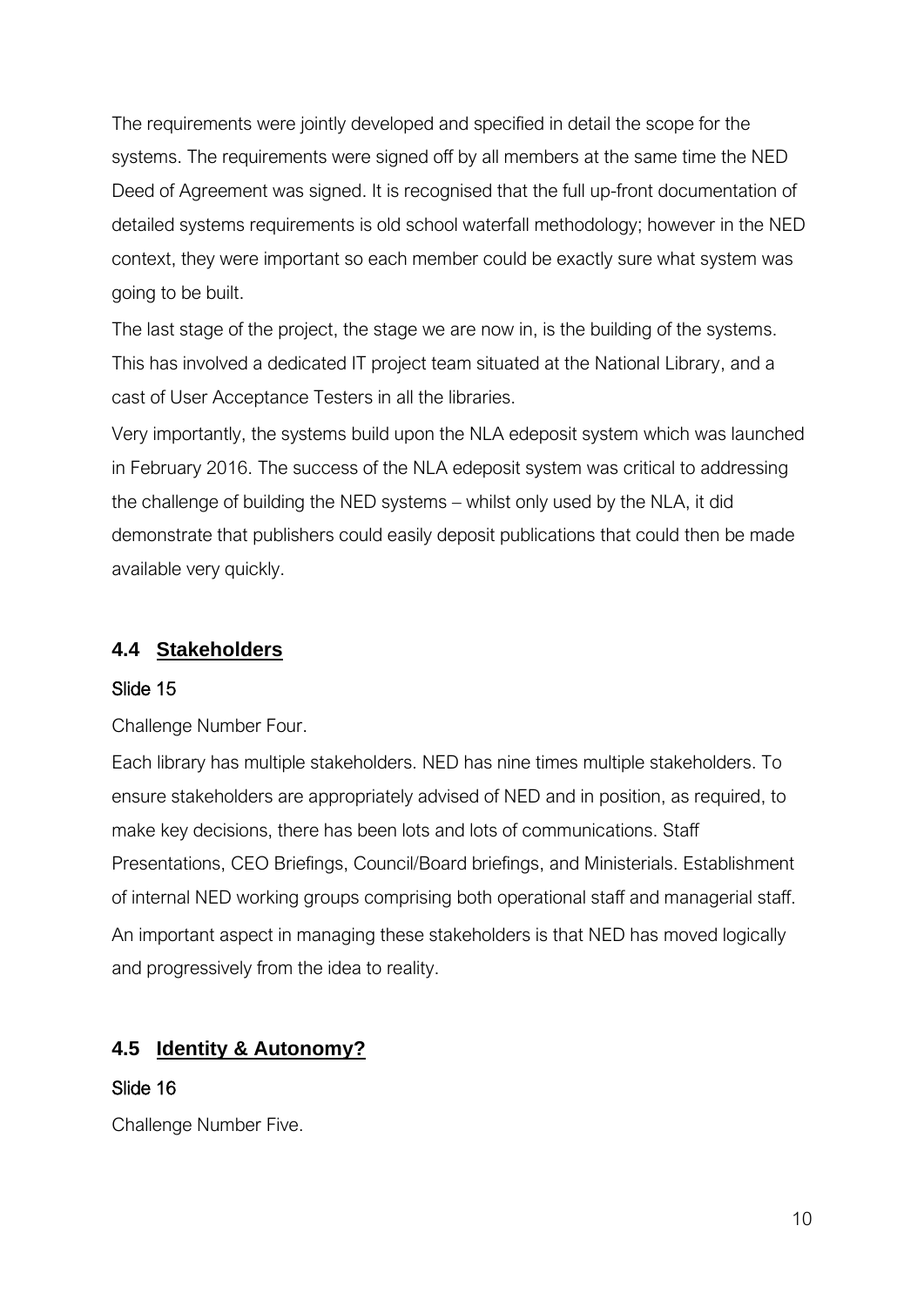The requirements were jointly developed and specified in detail the scope for the systems. The requirements were signed off by all members at the same time the NED Deed of Agreement was signed. It is recognised that the full up-front documentation of detailed systems requirements is old school waterfall methodology; however in the NED context, they were important so each member could be exactly sure what system was going to be built.

The last stage of the project, the stage we are now in, is the building of the systems. This has involved a dedicated IT project team situated at the National Library, and a cast of User Acceptance Testers in all the libraries.

Very importantly, the systems build upon the NLA edeposit system which was launched in February 2016. The success of the NLA edeposit system was critical to addressing the challenge of building the NED systems – whilst only used by the NLA, it did demonstrate that publishers could easily deposit publications that could then be made available very quickly.

### 4.4 Stakeholders

Slide 15

Challenge Number Four.

Each library has multiple stakeholders. NED has nine times multiple stakeholders. To ensure stakeholders are appropriately advised of NED and in position, as required, to make key decisions, there has been lots and lots of communications. Staff Presentations, CEO Briefings, Council/Board briefings, and Ministerials. Establishment of internal NED working groups comprising both operational staff and managerial staff. An important aspect in managing these stakeholders is that NED has moved logically and progressively from the idea to reality.

### 4.5 Identity & Autonomy?

Slide 16

Challenge Number Five.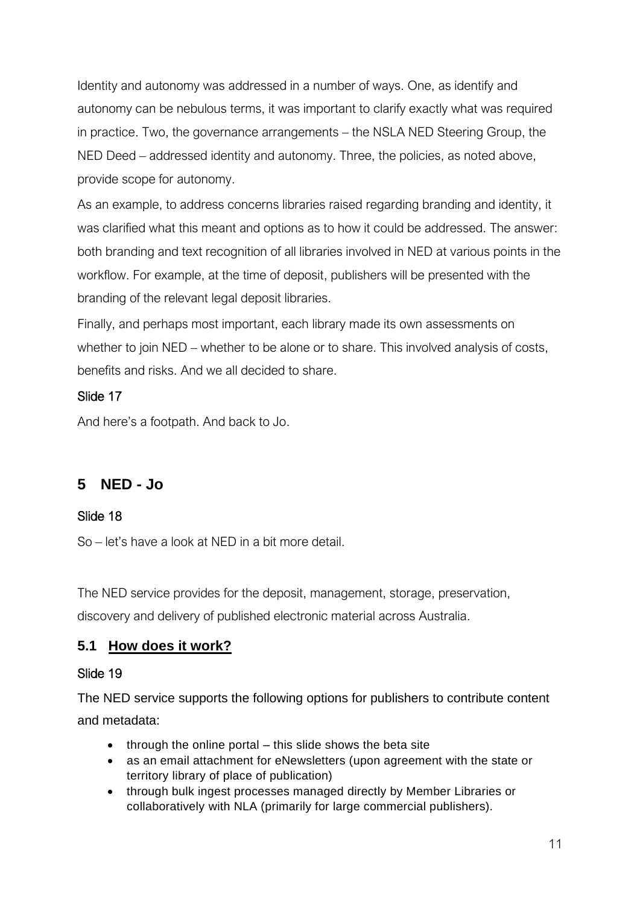Identity and autonomy was addressed in a number of ways. One, as identify and autonomy can be nebulous terms, it was important to clarify exactly what was required in practice. Two, the governance arrangements – the NSLA NED Steering Group, the NED Deed – addressed identity and autonomy. Three, the policies, as noted above, provide scope for autonomy.

As an example, to address concerns libraries raised regarding branding and identity, it was clarified what this meant and options as to how it could be addressed. The answer: both branding and text recognition of all libraries involved in NED at various points in the workflow. For example, at the time of deposit, publishers will be presented with the branding of the relevant legal deposit libraries.

Finally, and perhaps most important, each library made its own assessments on whether to join NED – whether to be alone or to share. This involved analysis of costs, benefits and risks. And we all decided to share.

Slide 17

And here's a footpath. And back to Jo.

## 5 NED - Jo

Slide 18

So – let's have a look at NED in a bit more detail.

The NED service provides for the deposit, management, storage, preservation, discovery and delivery of published electronic material across Australia.

### 5.1 How does it work?

Slide 19

The NED service supports the following options for publishers to contribute content and metadata:

- through the online portal – this slide shows the beta site
- as an email attachment for eNewsletters (upon agreement with the state or territory library of place of publication)
- through bulk ingest processes managed directly by Member Libraries or collaboratively with NLA (primarily for large commercial publishers).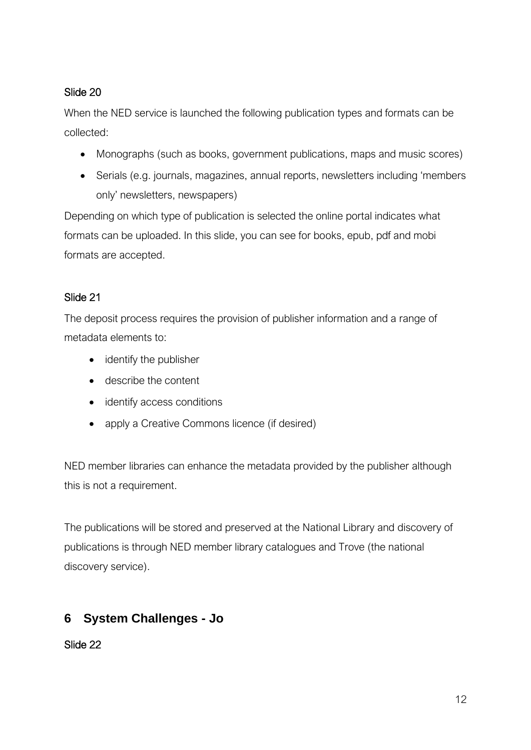Slide 20

When the NED service is launched the following publication types and formats can be collected:

- Monographs (such as books, government publications, maps and music scores)
- Serials (e.g. journals, magazines, annual reports, newsletters including 'members only' newsletters, newspapers)

Depending on which type of publication is selected the online portal indicates what formats can be uploaded. In this slide, you can see for books, epub, pdf and mobi formats are accepted.

Slide 21

The deposit process requires the provision of publisher information and a range of metadata elements to:

- identify the publisher
- describe the content
- identify access conditions
- apply a Creative Commons licence (if desired)

NED member libraries can enhance the metadata provided by the publisher although this is not a requirement.

The publications will be stored and preserved at the National Library and discovery of publications is through NED member library catalogues and Trove (the national discovery service).

## 6 System Challenges - Jo

Slide 22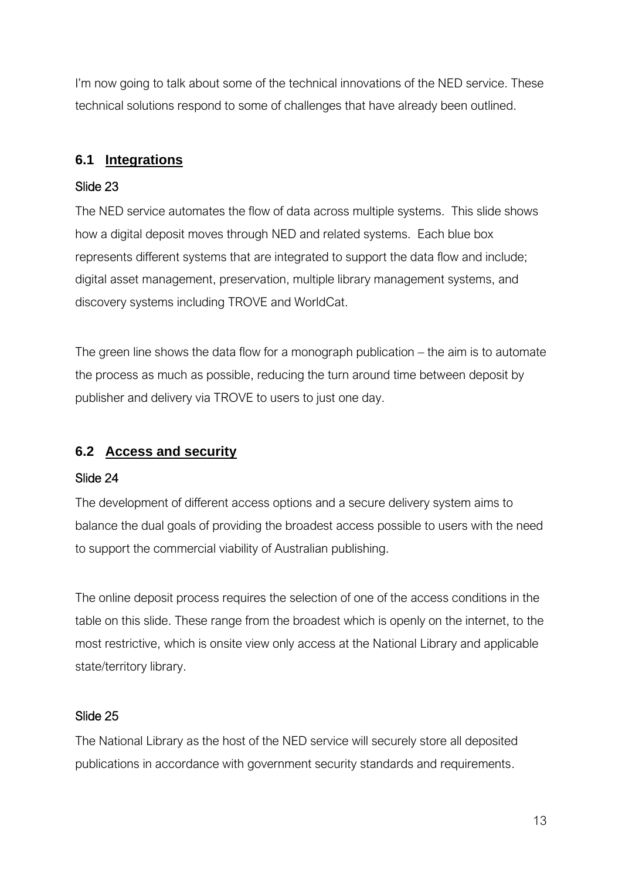I'm now going to talk about some of the technical innovations of the NED service. These technical solutions respond to some of challenges that have already been outlined.

## 6.1 Integrations

Slide 23

The NED service automates the flow of data across multiple systems. This slide shows how a digital deposit moves through NED and related systems. Each blue box represents different systems that are integrated to support the data flow and include; digital asset management, preservation, multiple library management systems, and discovery systems including TROVE and WorldCat.

The green line shows the data flow for a monograph publication – the aim is to automate the process as much as possible, reducing the turn around time between deposit by publisher and delivery via TROVE to users to just one day.

## 6.2 Access and security

Slide 24

The development of different access options and a secure delivery system aims to balance the dual goals of providing the broadest access possible to users with the need to support the commercial viability of Australian publishing.

The online deposit process requires the selection of one of the access conditions in the table on this slide. These range from the broadest which is openly on the internet, to the most restrictive, which is onsite view only access at the National Library and applicable state/territory library.

Slide 25

The National Library as the host of the NED service will securely store all deposited publications in accordance with government security standards and requirements.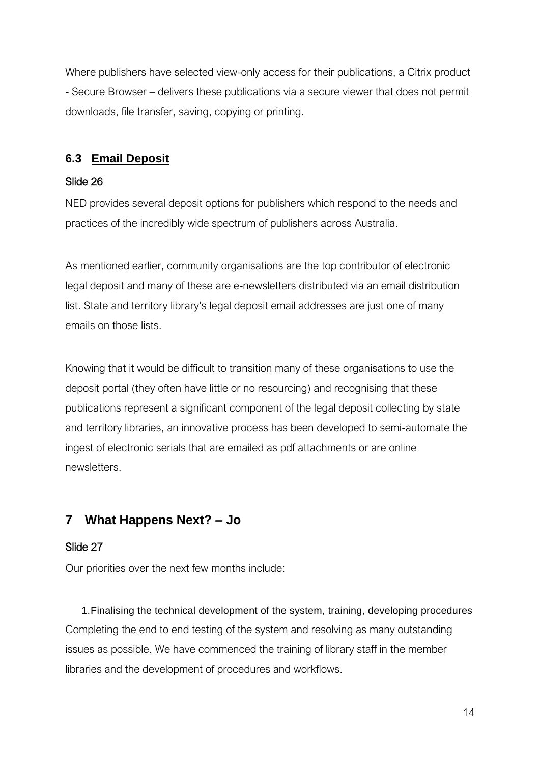Where publishers have selected view-only access for their publications, a Citrix product - Secure Browser – delivers these publications via a secure viewer that does not permit downloads, file transfer, saving, copying or printing.

### 6.3 Email Deposit

Slide 26

NED provides several deposit options for publishers which respond to the needs and practices of the incredibly wide spectrum of publishers across Australia.

As mentioned earlier, community organisations are the top contributor of electronic legal deposit and many of these are e-newsletters distributed via an email distribution list. State and territory library's legal deposit email addresses are just one of many emails on those lists.

Knowing that it would be difficult to transition many of these organisations to use the deposit portal (they often have little or no resourcing) and recognising that these publications represent a significant component of the legal deposit collecting by state and territory libraries, an innovative process has been developed to semi-automate the ingest of electronic serials that are emailed as pdf attachments or are online newsletters.

## 7 What Happens Next? – Jo

Slide 27

Our priorities over the next few months include:

1. Finalising the technical development of the system, training, developing procedures

Completing the end to end testing of the system and resolving as many outstanding issues as possible. We have commenced the training of library staff in the member libraries and the development of procedures and workflows.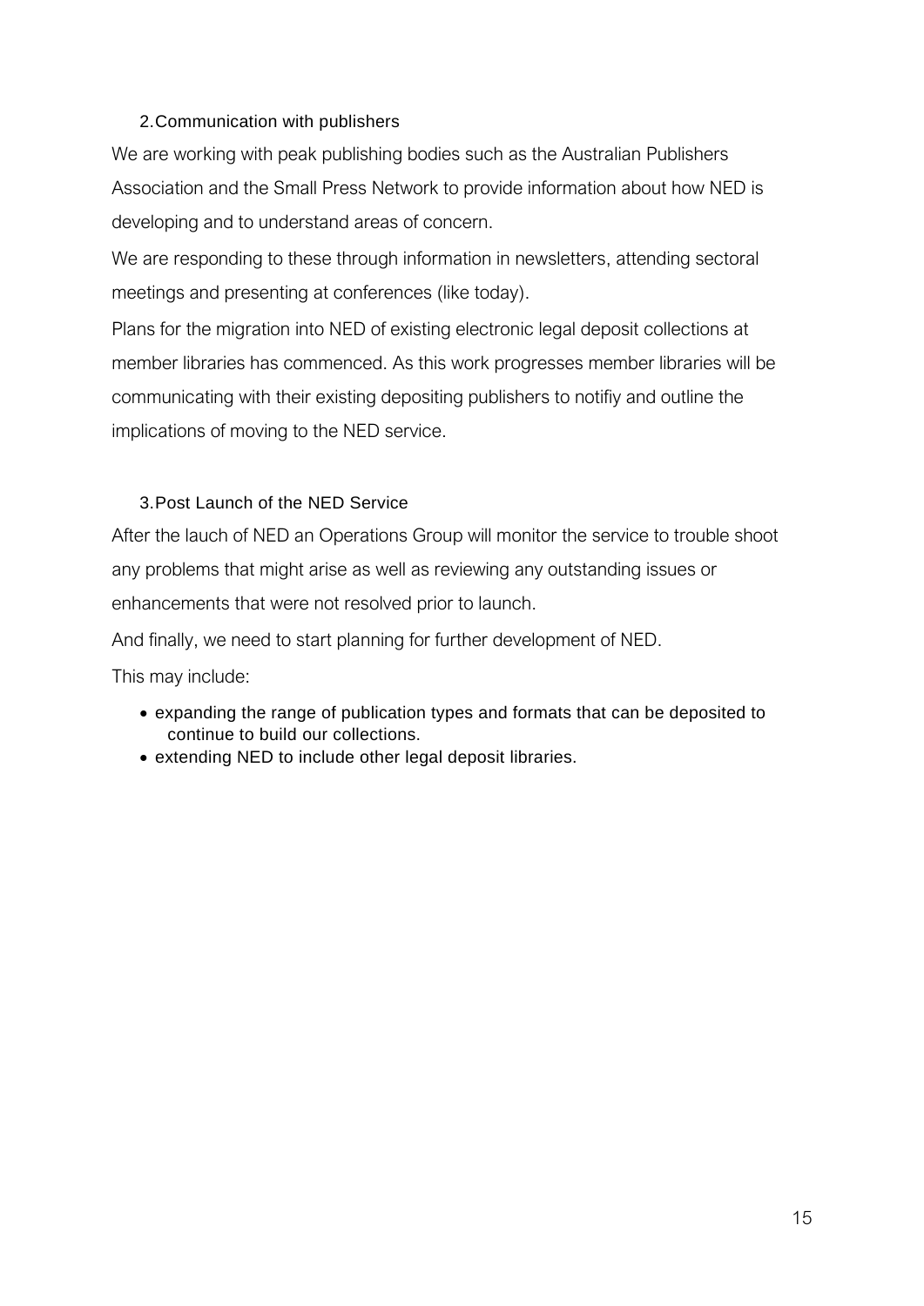2. Communication with publishers

We are working with peak publishing bodies such as the Australian Publishers Association and the Small Press Network to provide information about how NED is developing and to understand areas of concern.

We are responding to these through information in newsletters, attending sectoral meetings and presenting at conferences (like today).

Plans for the migration into NED of existing electronic legal deposit collections at member libraries has commenced. As this work progresses member libraries will be communicating with their existing depositing publishers to notifiy and outline the implications of moving to the NED service.

3. Post Launch of the NED Service

After the lauch of NED an Operations Group will monitor the service to trouble shoot any problems that might arise as well as reviewing any outstanding issues or enhancements that were not resolved prior to launch.

And finally, we need to start planning for further development of NED.

This may include:

- expanding the range of publication types and formats that can be deposited to continue to build our collections.
- extending NED to include other legal deposit libraries.